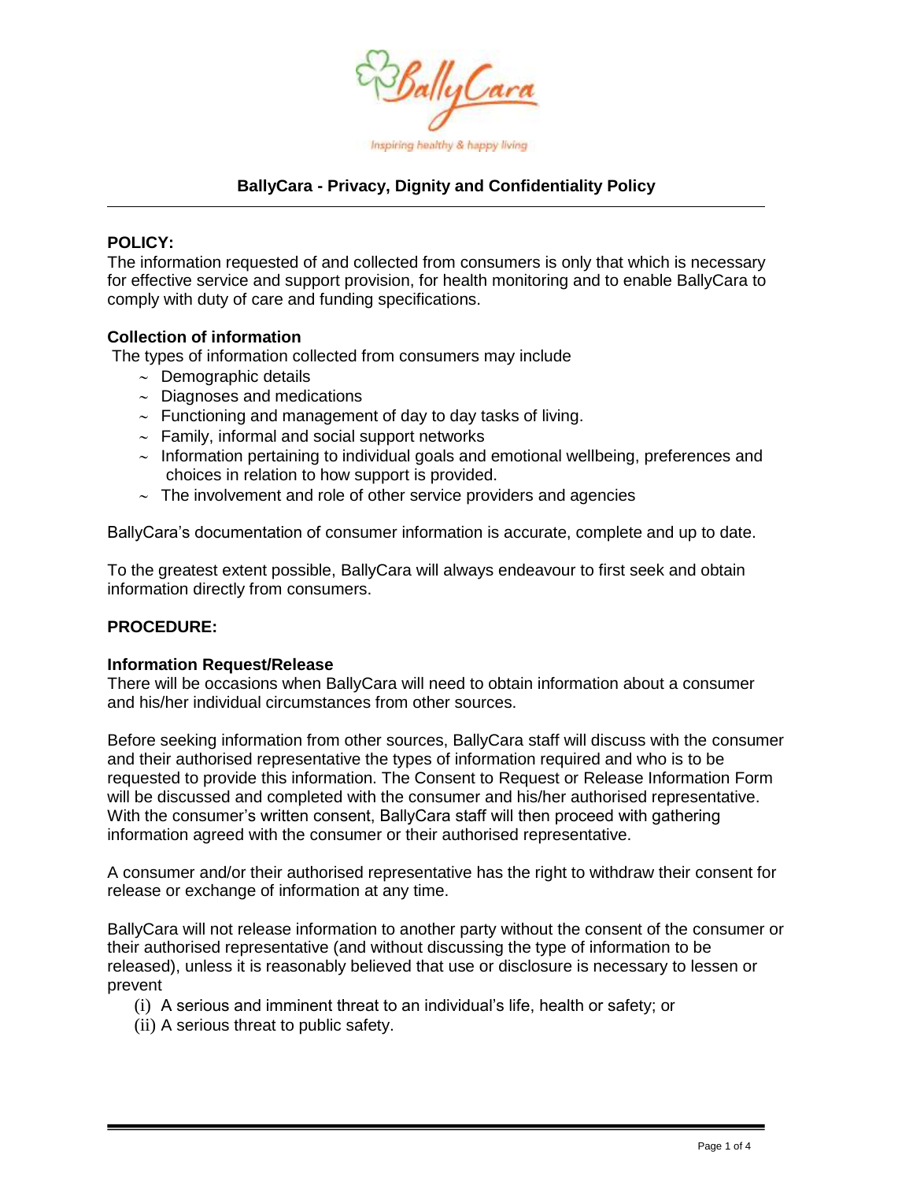BallyCara

Inspiring healthy & happy living

# BallyCara - Privacy, Dignity and Confidentiality Policy

## POLICY:

The information requested of and collected from consumers is only that which is necessary for effective service and support provision, for health monitoring and to enable BallyCara to comply with duty of care and funding specifications.

### Collection of information

The types of information collected from consumers may include

- Demographic details
- Diagnoses and medications
- Functioning and management of day to day tasks of living.
- Family, informal and social support networks
- Information pertaining to individual goals and emotional wellbeing, preferences and choices in relation to how support is provided.
- The involvement and role of other service providers and agencies

BallyCara's documentation of consumer information is accurate, complete and up to date.

To the greatest extent possible, BallyCara will always endeavour to first seek and obtain information directly from consumers.

## PROCEDURE:

### Information Request/Release

There will be occasions when BallyCara will need to obtain information about a consumer and his/her individual circumstances from other sources.

Before seeking information from other sources, BallyCara staff will discuss with the consumer and their authorised representative the types of information required and who is to be requested to provide this information. The Consent to Request or Release Information Form will be discussed and completed with the consumer and his/her authorised representative. With the consumer's written consent, BallyCara staff will then proceed with gathering information agreed with the consumer or their authorised representative.

A consumer and/or their authorised representative has the right to withdraw their consent for release or exchange of information at any time.

BallyCara will not release information to another party without the consent of the consumer or their authorised representative (and without discussing the type of information to be released), unless it is reasonably believed that use or disclosure is necessary to lessen or prevent

(i) A serious and imminent threat to an individual's life, health or safety; or
(ii) A serious threat to public safety.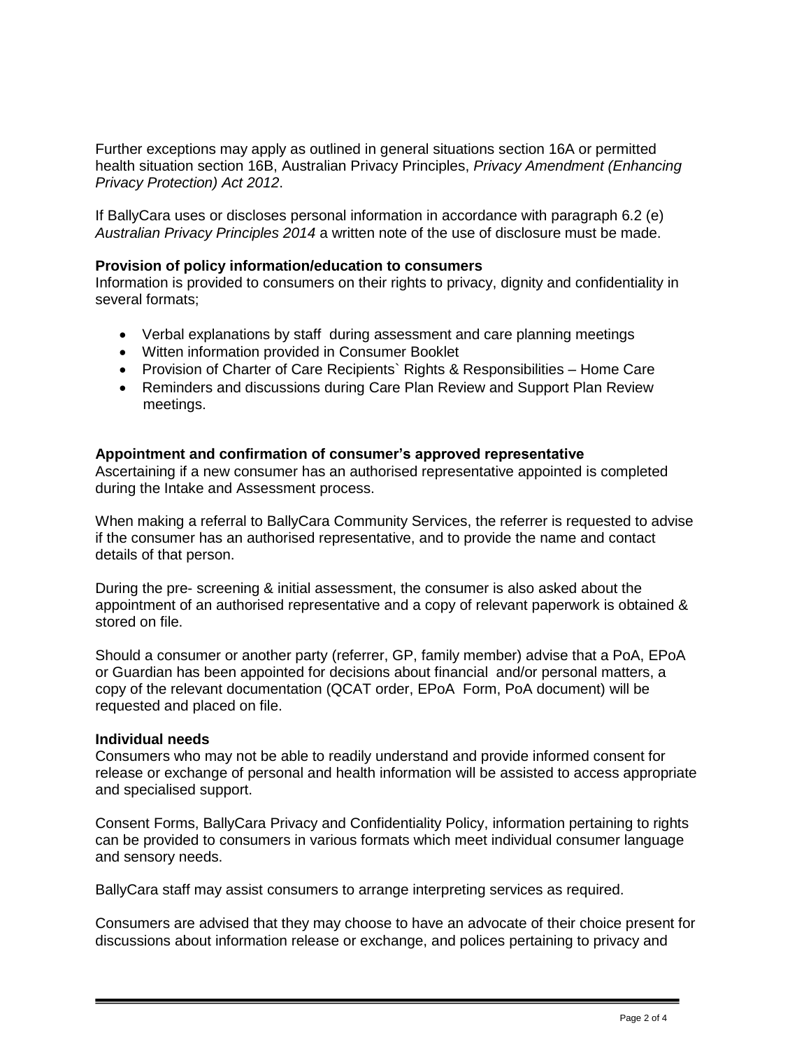Further exceptions may apply as outlined in general situations section 16A or permitted health situation section 16B, Australian Privacy Principles, *Privacy Amendment (Enhancing Privacy Protection) Act 2012*.

If BallyCara uses or discloses personal information in accordance with paragraph 6.2 (e) *Australian Privacy Principles 2014* a written note of the use of disclosure must be made.

**Provision of policy information/education to consumers**

Information is provided to consumers on their rights to privacy, dignity and confidentiality in several formats;

- Verbal explanations by staff during assessment and care planning meetings
- Witten information provided in Consumer Booklet
- Provision of Charter of Care Recipients` Rights & Responsibilities – Home Care
- Reminders and discussions during Care Plan Review and Support Plan Review meetings.

**Appointment and confirmation of consumer's approved representative**

Ascertaining if a new consumer has an authorised representative appointed is completed during the Intake and Assessment process.

When making a referral to BallyCara Community Services, the referrer is requested to advise if the consumer has an authorised representative, and to provide the name and contact details of that person.

During the pre- screening & initial assessment, the consumer is also asked about the appointment of an authorised representative and a copy of relevant paperwork is obtained & stored on file.

Should a consumer or another party (referrer, GP, family member) advise that a PoA, EPoA or Guardian has been appointed for decisions about financial and/or personal matters, a copy of the relevant documentation (QCAT order, EPoA Form, PoA document) will be requested and placed on file.

**Individual needs**

Consumers who may not be able to readily understand and provide informed consent for release or exchange of personal and health information will be assisted to access appropriate and specialised support.

Consent Forms, BallyCara Privacy and Confidentiality Policy, information pertaining to rights can be provided to consumers in various formats which meet individual consumer language and sensory needs.

BallyCara staff may assist consumers to arrange interpreting services as required.

Consumers are advised that they may choose to have an advocate of their choice present for discussions about information release or exchange, and polices pertaining to privacy and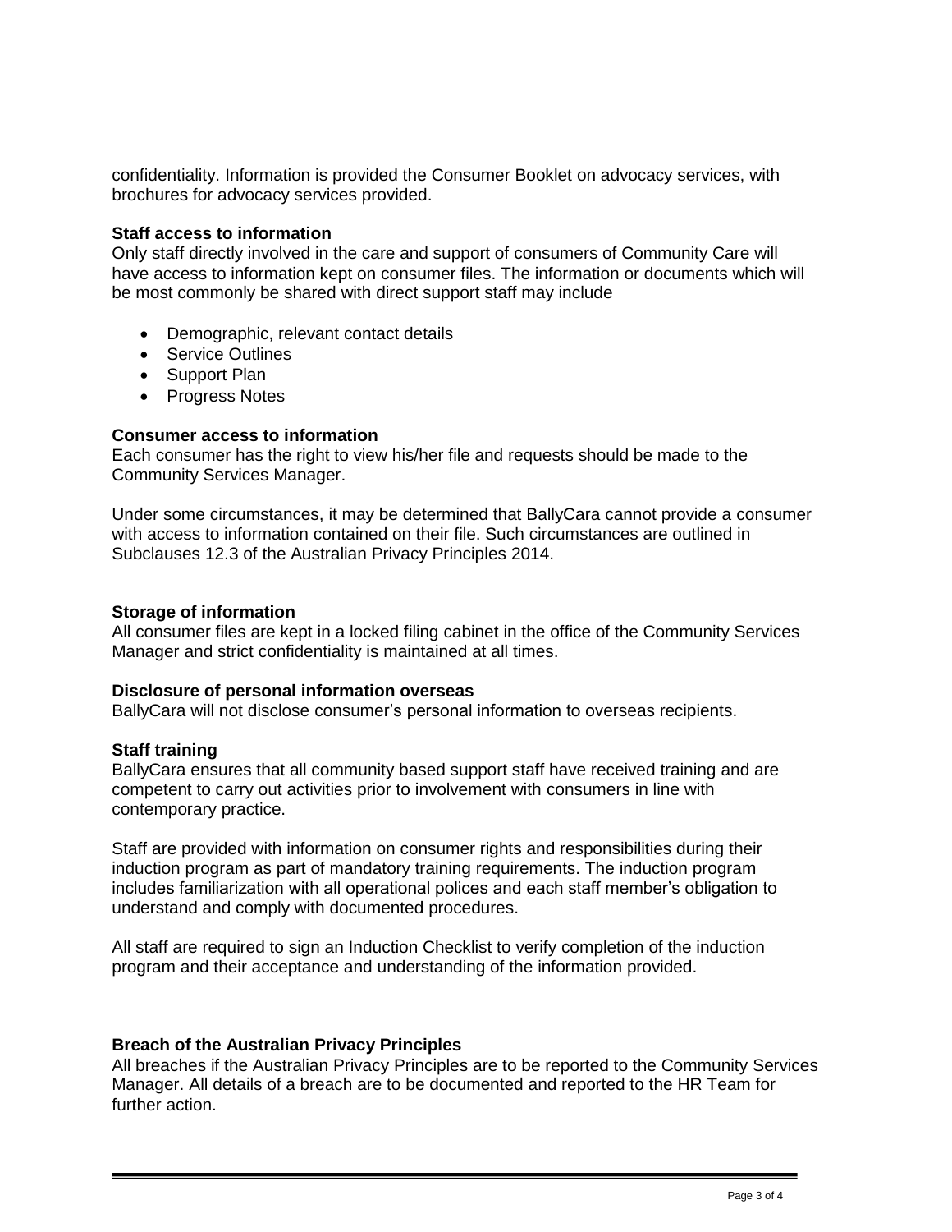confidentiality. Information is provided the Consumer Booklet on advocacy services, with brochures for advocacy services provided.

**Staff access to information**

Only staff directly involved in the care and support of consumers of Community Care will have access to information kept on consumer files. The information or documents which will be most commonly be shared with direct support staff may include

- Demographic, relevant contact details
- Service Outlines
- Support Plan
- Progress Notes

**Consumer access to information**

Each consumer has the right to view his/her file and requests should be made to the Community Services Manager.

Under some circumstances, it may be determined that BallyCara cannot provide a consumer with access to information contained on their file. Such circumstances are outlined in Subclauses 12.3 of the Australian Privacy Principles 2014.

**Storage of information**

All consumer files are kept in a locked filing cabinet in the office of the Community Services Manager and strict confidentiality is maintained at all times.

**Disclosure of personal information overseas**

BallyCara will not disclose consumer's personal information to overseas recipients.

**Staff training**

BallyCara ensures that all community based support staff have received training and are competent to carry out activities prior to involvement with consumers in line with contemporary practice.

Staff are provided with information on consumer rights and responsibilities during their induction program as part of mandatory training requirements. The induction program includes familiarization with all operational polices and each staff member's obligation to understand and comply with documented procedures.

All staff are required to sign an Induction Checklist to verify completion of the induction program and their acceptance and understanding of the information provided.

**Breach of the Australian Privacy Principles**

All breaches if the Australian Privacy Principles are to be reported to the Community Services Manager. All details of a breach are to be documented and reported to the HR Team for further action.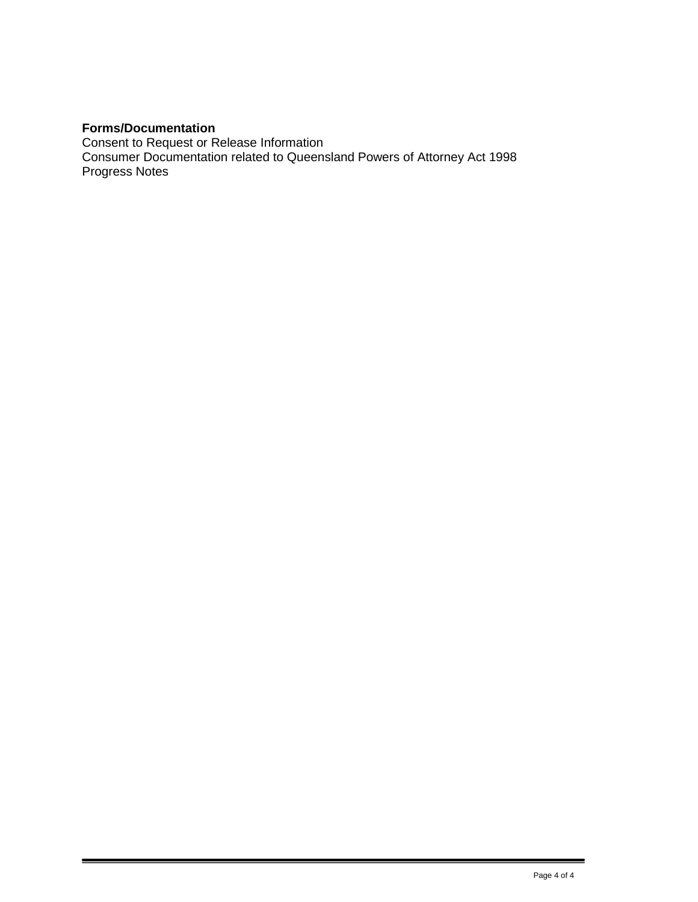**Forms/Documentation**

Consent to Request or Release Information
Consumer Documentation related to Queensland Powers of Attorney Act 1998
Progress Notes